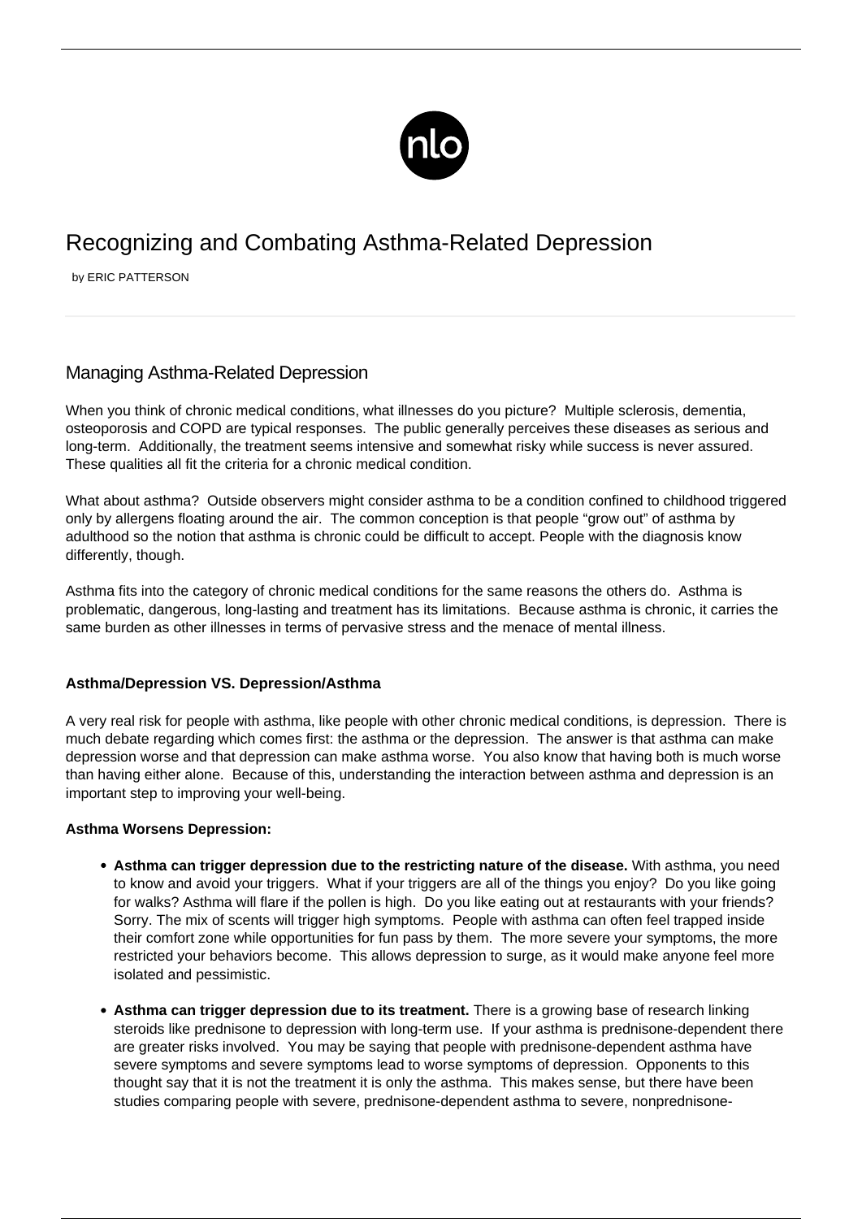# Recognizing and Combating Asthma-Related Depression

by ERIC PATTERSON

## Managing Asthma-Related Depression

When you think of chronic medical conditions, what illnesses do you picture? Multiple sclerosis, dementia, osteoporosis and COPD are typical responses. The public generally perceives these diseases as serious and long-term. Additionally, the treatment seems intensive and somewhat risky while success is never assured. These qualities all fit the criteria for a chronic medical condition.

What about asthma? Outside observers might consider asthma to be a condition confined to childhood triggered only by allergens floating around the air. The common conception is that people "grow out" of asthma by adulthood so the notion that asthma is chronic could be difficult to accept. People with the diagnosis know differently, though.

Asthma fits into the category of chronic medical conditions for the same reasons the others do. Asthma is problematic, dangerous, long-lasting and treatment has its limitations. Because asthma is chronic, it carries the same burden as other illnesses in terms of pervasive stress and the menace of mental illness.

#### Asthma/Depression VS. Depression/Asthma

A very real risk for people with asthma, like people with other chronic medical conditions, is depression. There is much debate regarding which comes first: the asthma or the depression. The answer is that asthma can make depression worse and that depression can make asthma worse. You also know that having both is much worse than having either alone. Because of this, understanding the interaction between asthma and depression is an important step to improving your well-being.

**Asthma Worsens Depression:**

- **Asthma can trigger depression due to the restricting nature of the disease.** With asthma, you need to know and avoid your triggers. What if your triggers are all of the things you enjoy? Do you like going for walks? Asthma will flare if the pollen is high. Do you like eating out at restaurants with your friends? Sorry. The mix of scents will trigger high symptoms. People with asthma can often feel trapped inside their comfort zone while opportunities for fun pass by them. The more severe your symptoms, the more restricted your behaviors become. This allows depression to surge, as it would make anyone feel more isolated and pessimistic.
- **Asthma can trigger depression due to its treatment.** There is a growing base of research linking steroids like prednisone to depression with long-term use. If your asthma is prednisone-dependent there are greater risks involved. You may be saying that people with prednisone-dependent asthma have severe symptoms and severe symptoms lead to worse symptoms of depression. Opponents to this thought say that it is not the treatment it is only the asthma. This makes sense, but there have been studies comparing people with severe, prednisone-dependent asthma to severe, nonprednisone-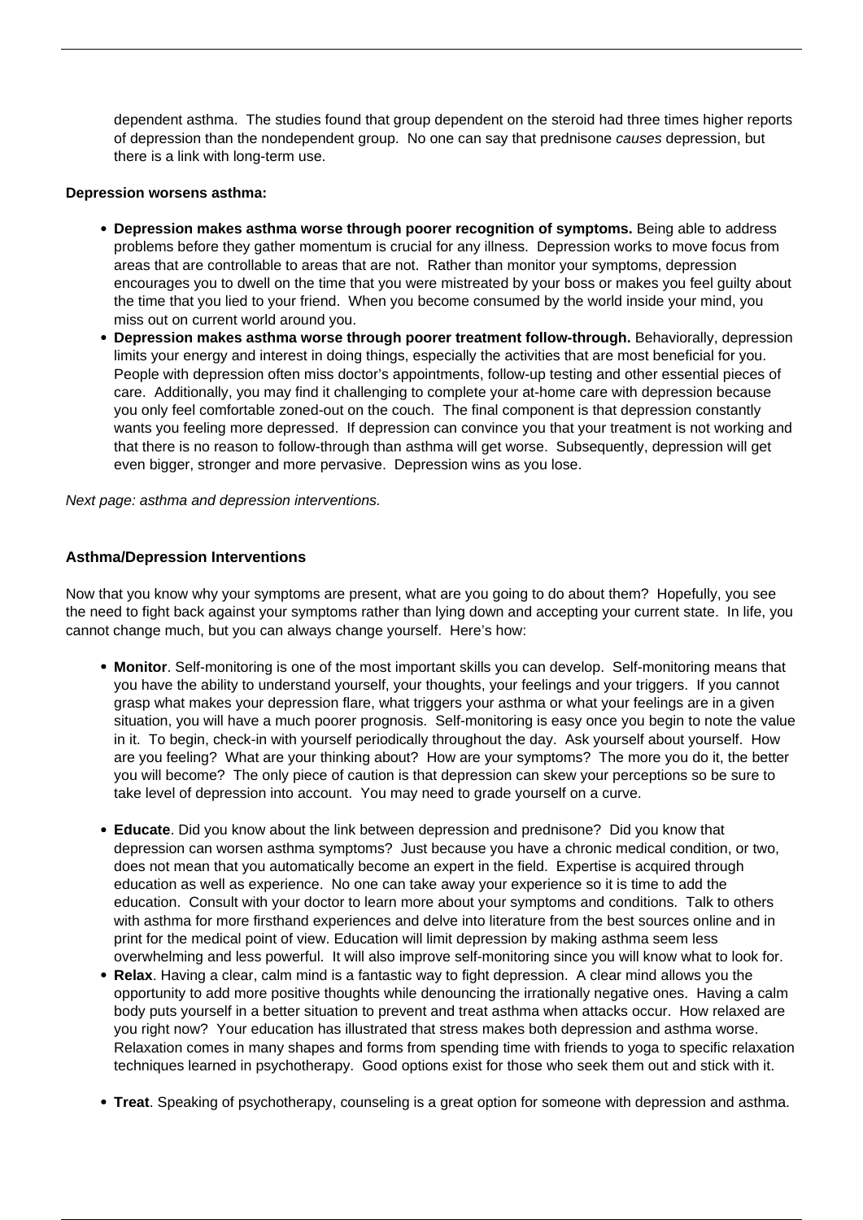dependent asthma. The studies found that group dependent on the steroid had three times higher reports of depression than the nondependent group. No one can say that prednisone *causes* depression, but there is a link with long-term use.

**Depression worsens asthma:**

- **Depression makes asthma worse through poorer recognition of symptoms.** Being able to address problems before they gather momentum is crucial for any illness. Depression works to move focus from areas that are controllable to areas that are not. Rather than monitor your symptoms, depression encourages you to dwell on the time that you were mistreated by your boss or makes you feel guilty about the time that you lied to your friend. When you become consumed by the world inside your mind, you miss out on current world around you.
- **Depression makes asthma worse through poorer treatment follow-through.** Behaviorally, depression limits your energy and interest in doing things, especially the activities that are most beneficial for you. People with depression often miss doctor's appointments, follow-up testing and other essential pieces of care. Additionally, you may find it challenging to complete your at-home care with depression because you only feel comfortable zoned-out on the couch. The final component is that depression constantly wants you feeling more depressed. If depression can convince you that your treatment is not working and that there is no reason to follow-through than asthma will get worse. Subsequently, depression will get even bigger, stronger and more pervasive. Depression wins as you lose.

*Next page: asthma and depression interventions.*

**Asthma/Depression Interventions**

Now that you know why your symptoms are present, what are you going to do about them? Hopefully, you see the need to fight back against your symptoms rather than lying down and accepting your current state. In life, you cannot change much, but you can always change yourself. Here's how:

- **Monitor**. Self-monitoring is one of the most important skills you can develop. Self-monitoring means that you have the ability to understand yourself, your thoughts, your feelings and your triggers. If you cannot grasp what makes your depression flare, what triggers your asthma or what your feelings are in a given situation, you will have a much poorer prognosis. Self-monitoring is easy once you begin to note the value in it. To begin, check-in with yourself periodically throughout the day. Ask yourself about yourself. How are you feeling? What are your thinking about? How are your symptoms? The more you do it, the better you will become? The only piece of caution is that depression can skew your perceptions so be sure to take level of depression into account. You may need to grade yourself on a curve.
- **Educate**. Did you know about the link between depression and prednisone? Did you know that depression can worsen asthma symptoms? Just because you have a chronic medical condition, or two, does not mean that you automatically become an expert in the field. Expertise is acquired through education as well as experience. No one can take away your experience so it is time to add the education. Consult with your doctor to learn more about your symptoms and conditions. Talk to others with asthma for more firsthand experiences and delve into literature from the best sources online and in print for the medical point of view. Education will limit depression by making asthma seem less overwhelming and less powerful. It will also improve self-monitoring since you will know what to look for.
- **Relax**. Having a clear, calm mind is a fantastic way to fight depression. A clear mind allows you the opportunity to add more positive thoughts while denouncing the irrationally negative ones. Having a calm body puts yourself in a better situation to prevent and treat asthma when attacks occur. How relaxed are you right now? Your education has illustrated that stress makes both depression and asthma worse. Relaxation comes in many shapes and forms from spending time with friends to yoga to specific relaxation techniques learned in psychotherapy. Good options exist for those who seek them out and stick with it.
- **Treat**. Speaking of psychotherapy, counseling is a great option for someone with depression and asthma.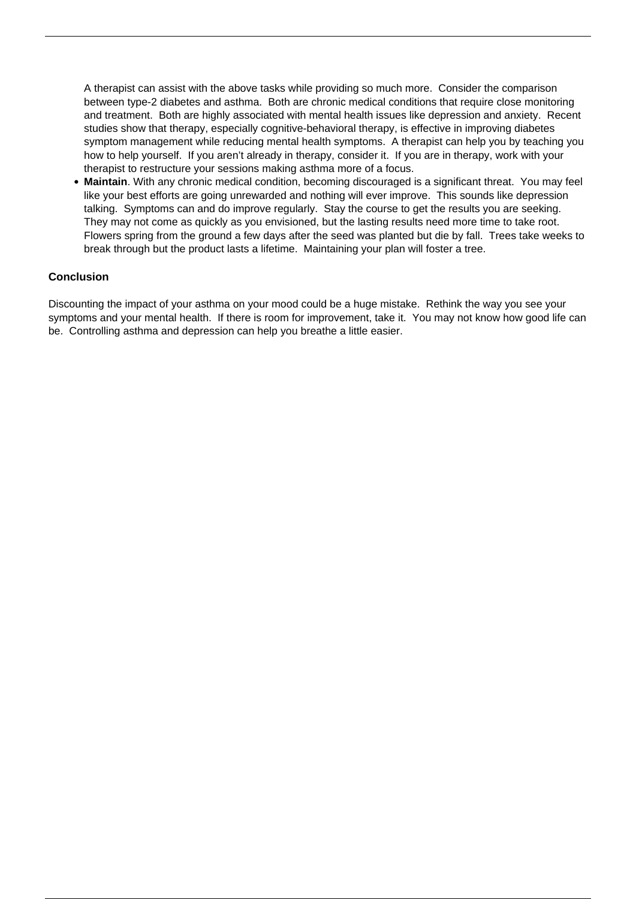A therapist can assist with the above tasks while providing so much more. Consider the comparison between type-2 diabetes and asthma. Both are chronic medical conditions that require close monitoring and treatment. Both are highly associated with mental health issues like depression and anxiety. Recent studies show that therapy, especially cognitive-behavioral therapy, is effective in improving diabetes symptom management while reducing mental health symptoms. A therapist can help you by teaching you how to help yourself. If you aren't already in therapy, consider it. If you are in therapy, work with your therapist to restructure your sessions making asthma more of a focus.

- **Maintain**. With any chronic medical condition, becoming discouraged is a significant threat. You may feel like your best efforts are going unrewarded and nothing will ever improve. This sounds like depression talking. Symptoms can and do improve regularly. Stay the course to get the results you are seeking. They may not come as quickly as you envisioned, but the lasting results need more time to take root. Flowers spring from the ground a few days after the seed was planted but die by fall. Trees take weeks to break through but the product lasts a lifetime. Maintaining your plan will foster a tree.

**Conclusion**

Discounting the impact of your asthma on your mood could be a huge mistake. Rethink the way you see your symptoms and your mental health. If there is room for improvement, take it. You may not know how good life can be. Controlling asthma and depression can help you breathe a little easier.